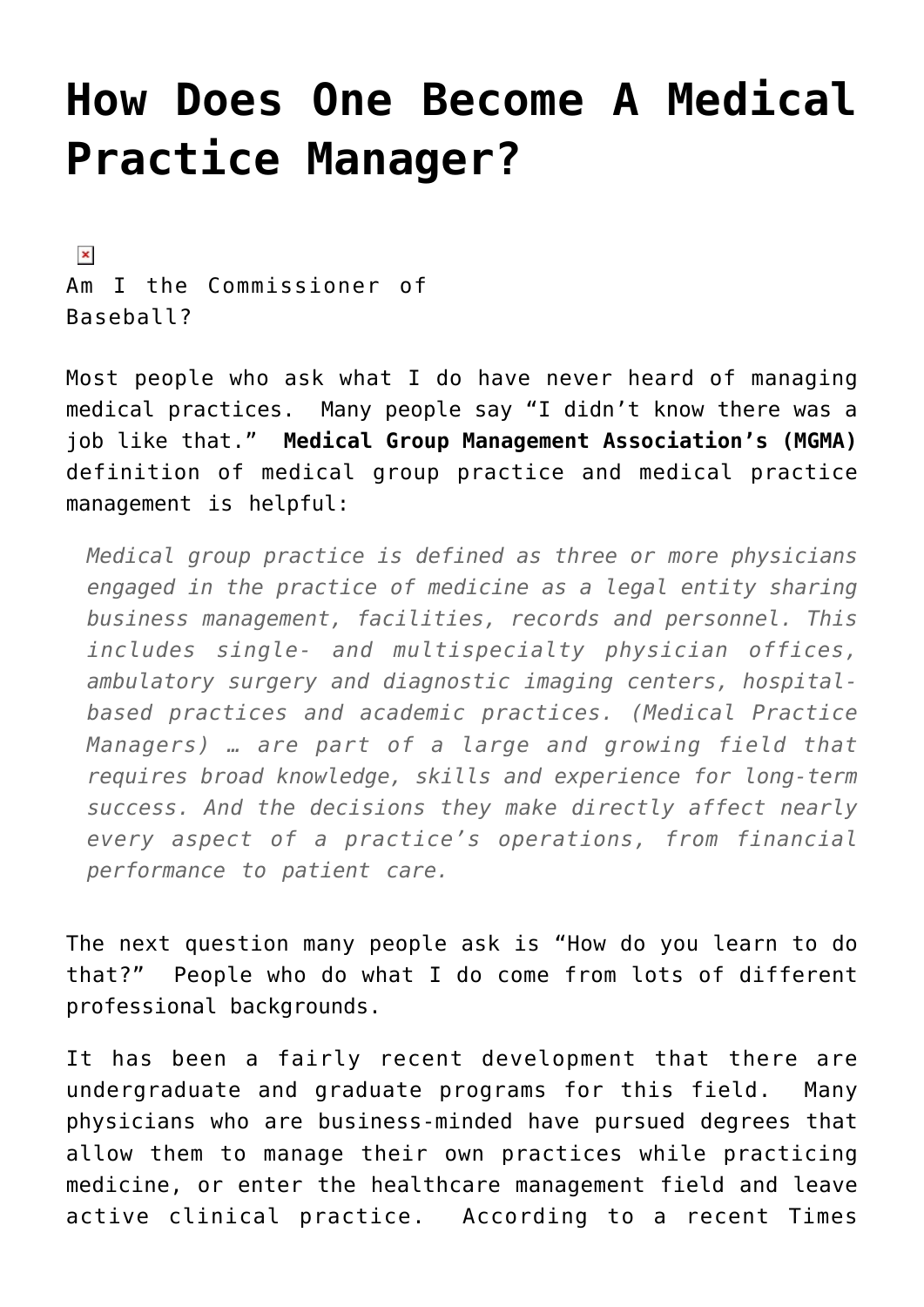# How Does One Become A Medical Practice Manager?

Am I the Commissioner of Baseball?

Most people who ask what I do have never heard of managing medical practices. Many people say "I didn't know there was a job like that." **Medical Group Management Association's (MGMA)** definition of medical group practice and medical practice management is helpful:

> *Medical group practice is defined as three or more physicians engaged in the practice of medicine as a legal entity sharing business management, facilities, records and personnel. This includes single- and multispecialty physician offices, ambulatory surgery and diagnostic imaging centers, hospital-based practices and academic practices. (Medical Practice Managers) … are part of a large and growing field that requires broad knowledge, skills and experience for long-term success. And the decisions they make directly affect nearly every aspect of a practice's operations, from financial performance to patient care.*

The next question many people ask is "How do you learn to do that?" People who do what I do come from lots of different professional backgrounds.

It has been a fairly recent development that there are undergraduate and graduate programs for this field. Many physicians who are business-minded have pursued degrees that allow them to manage their own practices while practicing medicine, or enter the healthcare management field and leave active clinical practice. According to a recent Times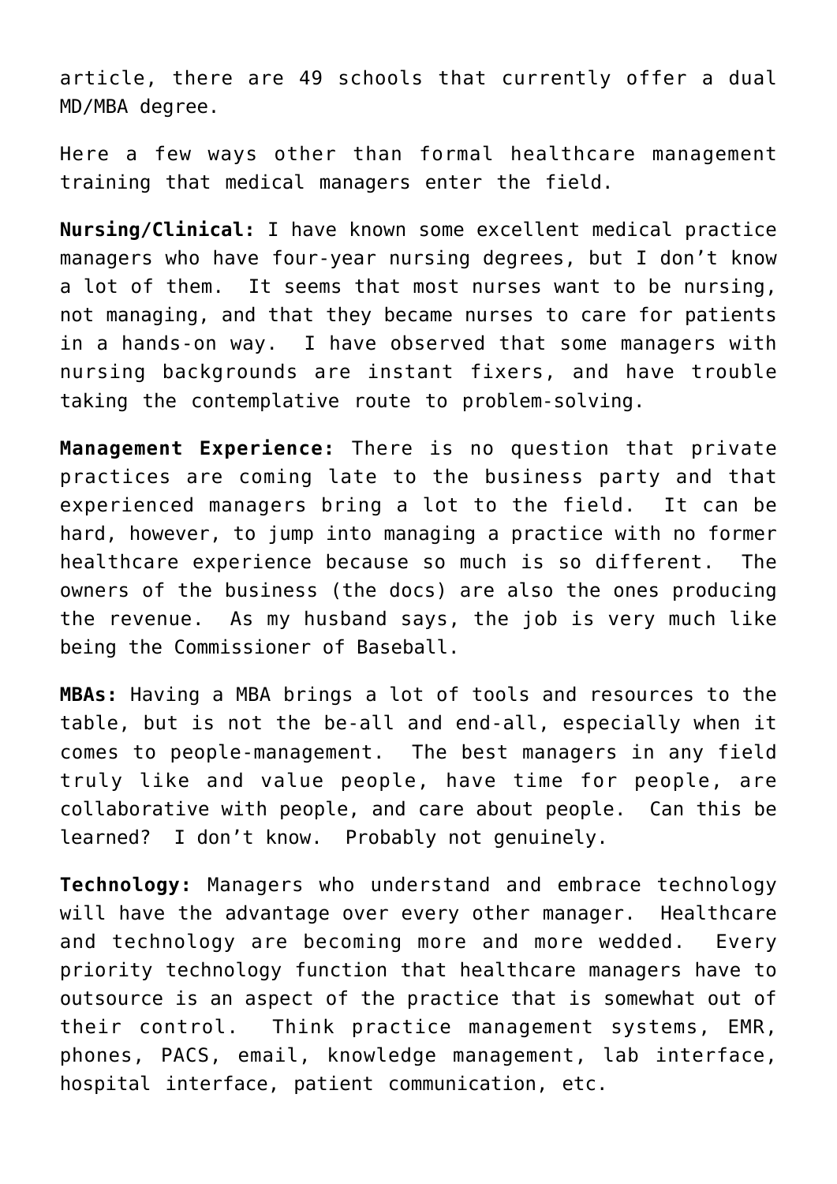article, there are 49 schools that currently offer a dual MD/MBA degree.

Here a few ways other than formal healthcare management training that medical managers enter the field.

**Nursing/Clinical:** I have known some excellent medical practice managers who have four-year nursing degrees, but I don't know a lot of them. It seems that most nurses want to be nursing, not managing, and that they became nurses to care for patients in a hands-on way. I have observed that some managers with nursing backgrounds are instant fixers, and have trouble taking the contemplative route to problem-solving.

**Management Experience:** There is no question that private practices are coming late to the business party and that experienced managers bring a lot to the field. It can be hard, however, to jump into managing a practice with no former healthcare experience because so much is so different. The owners of the business (the docs) are also the ones producing the revenue. As my husband says, the job is very much like being the Commissioner of Baseball.

**MBAs:** Having a MBA brings a lot of tools and resources to the table, but is not the be-all and end-all, especially when it comes to people-management. The best managers in any field truly like and value people, have time for people, are collaborative with people, and care about people. Can this be learned? I don't know. Probably not genuinely.

**Technology:** Managers who understand and embrace technology will have the advantage over every other manager. Healthcare and technology are becoming more and more wedded. Every priority technology function that healthcare managers have to outsource is an aspect of the practice that is somewhat out of their control. Think practice management systems, EMR, phones, PACS, email, knowledge management, lab interface, hospital interface, patient communication, etc.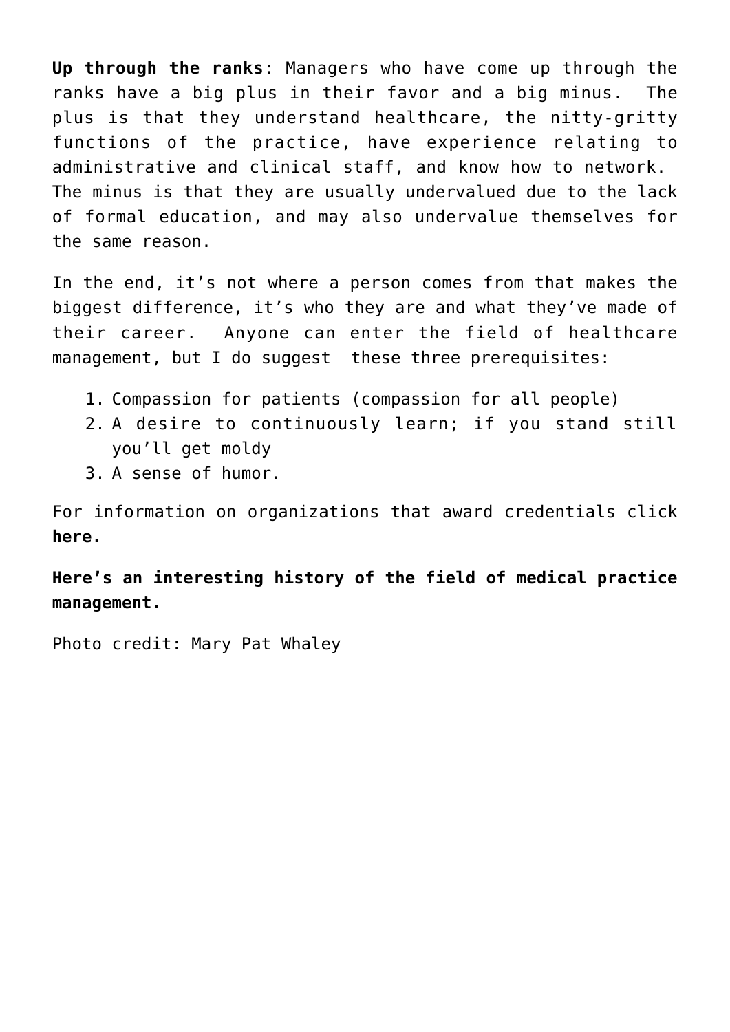**Up through the ranks**: Managers who have come up through the ranks have a big plus in their favor and a big minus. The plus is that they understand healthcare, the nitty-gritty functions of the practice, have experience relating to administrative and clinical staff, and know how to network. The minus is that they are usually undervalued due to the lack of formal education, and may also undervalue themselves for the same reason.

In the end, it's not where a person comes from that makes the biggest difference, it's who they are and what they've made of their career. Anyone can enter the field of healthcare management, but I do suggest these three prerequisites:

1. Compassion for patients (compassion for all people)
2. A desire to continuously learn; if you stand still you'll get moldy
3. A sense of humor.

For information on organizations that award credentials click **here.**

**Here's an interesting history of the field of medical practice management.**

Photo credit: Mary Pat Whaley